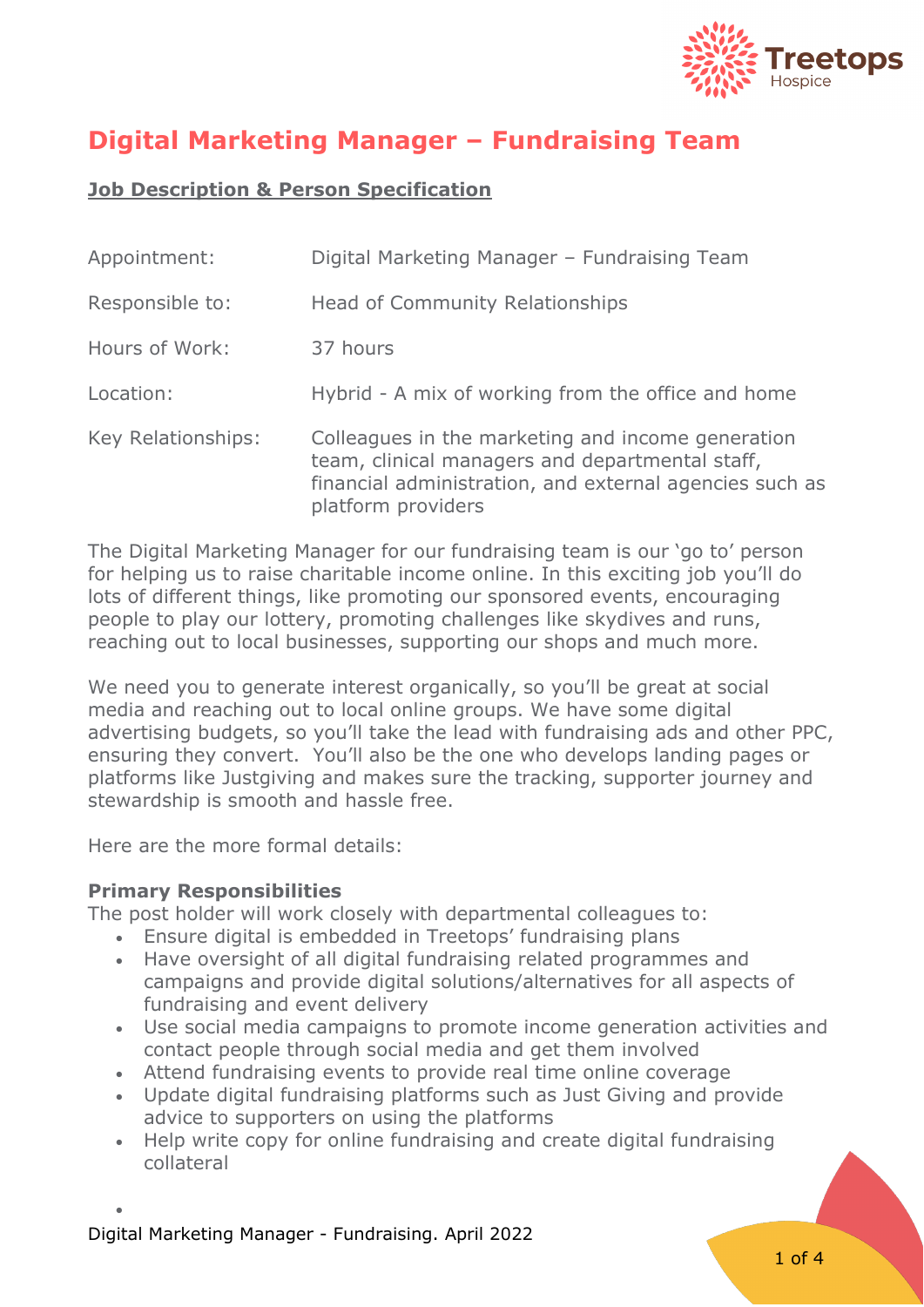# Digital Marketing Manager – Fundraising Team

**Job Description & Person Specification**

| | |
|---|---|
| Appointment: | Digital Marketing Manager – Fundraising Team |
| Responsible to: | Head of Community Relationships |
| Hours of Work: | 37 hours |
| Location: | Hybrid - A mix of working from the office and home |
| Key Relationships: | Colleagues in the marketing and income generation team, clinical managers and departmental staff, financial administration, and external agencies such as platform providers |

The Digital Marketing Manager for our fundraising team is our 'go to' person for helping us to raise charitable income online. In this exciting job you'll do lots of different things, like promoting our sponsored events, encouraging people to play our lottery, promoting challenges like skydives and runs, reaching out to local businesses, supporting our shops and much more.

We need you to generate interest organically, so you'll be great at social media and reaching out to local online groups. We have some digital advertising budgets, so you'll take the lead with fundraising ads and other PPC, ensuring they convert. You'll also be the one who develops landing pages or platforms like Justgiving and makes sure the tracking, supporter journey and stewardship is smooth and hassle free.

Here are the more formal details:

**Primary Responsibilities**

The post holder will work closely with departmental colleagues to:

- Ensure digital is embedded in Treetops' fundraising plans
- Have oversight of all digital fundraising related programmes and campaigns and provide digital solutions/alternatives for all aspects of fundraising and event delivery
- Use social media campaigns to promote income generation activities and contact people through social media and get them involved
- Attend fundraising events to provide real time online coverage
- Update digital fundraising platforms such as Just Giving and provide advice to supporters on using the platforms
- Help write copy for online fundraising and create digital fundraising collateral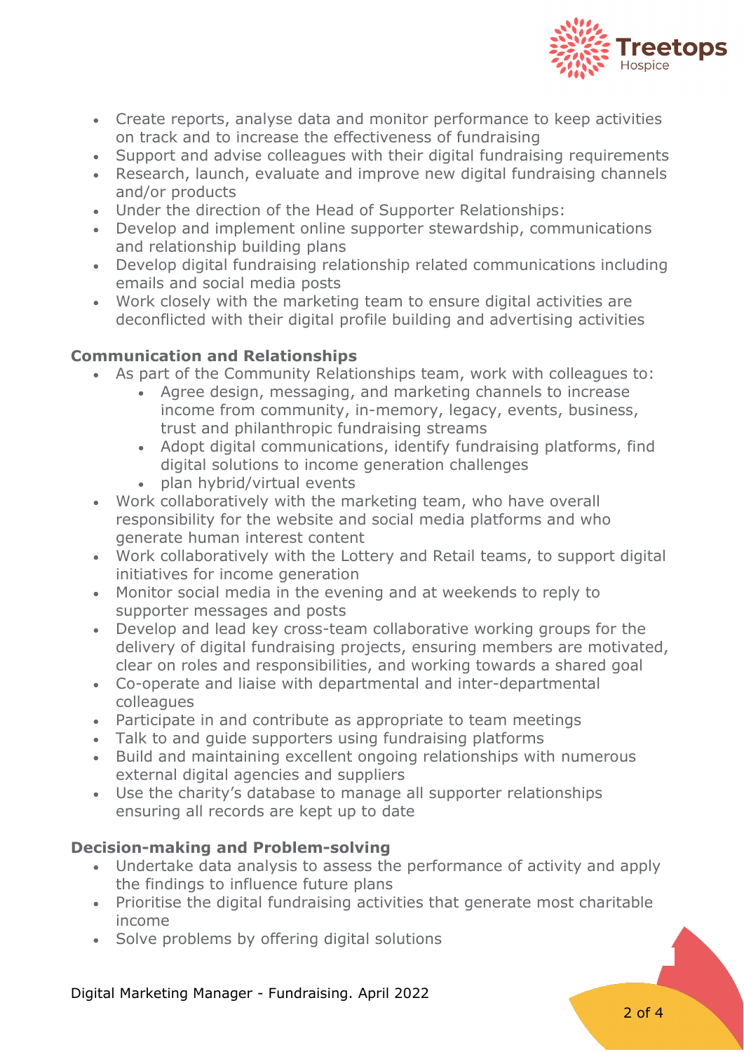- Create reports, analyse data and monitor performance to keep activities on track and to increase the effectiveness of fundraising
- Support and advise colleagues with their digital fundraising requirements
- Research, launch, evaluate and improve new digital fundraising channels and/or products
- Under the direction of the Head of Supporter Relationships:
- Develop and implement online supporter stewardship, communications and relationship building plans
- Develop digital fundraising relationship related communications including emails and social media posts
- Work closely with the marketing team to ensure digital activities are deconflicted with their digital profile building and advertising activities

**Communication and Relationships**

- As part of the Community Relationships team, work with colleagues to:
    - Agree design, messaging, and marketing channels to increase income from community, in-memory, legacy, events, business, trust and philanthropic fundraising streams
    - Adopt digital communications, identify fundraising platforms, find digital solutions to income generation challenges
    - plan hybrid/virtual events
- Work collaboratively with the marketing team, who have overall responsibility for the website and social media platforms and who generate human interest content
- Work collaboratively with the Lottery and Retail teams, to support digital initiatives for income generation
- Monitor social media in the evening and at weekends to reply to supporter messages and posts
- Develop and lead key cross-team collaborative working groups for the delivery of digital fundraising projects, ensuring members are motivated, clear on roles and responsibilities, and working towards a shared goal
- Co-operate and liaise with departmental and inter-departmental colleagues
- Participate in and contribute as appropriate to team meetings
- Talk to and guide supporters using fundraising platforms
- Build and maintaining excellent ongoing relationships with numerous external digital agencies and suppliers
- Use the charity's database to manage all supporter relationships ensuring all records are kept up to date

**Decision-making and Problem-solving**

- Undertake data analysis to assess the performance of activity and apply the findings to influence future plans
- Prioritise the digital fundraising activities that generate most charitable income
- Solve problems by offering digital solutions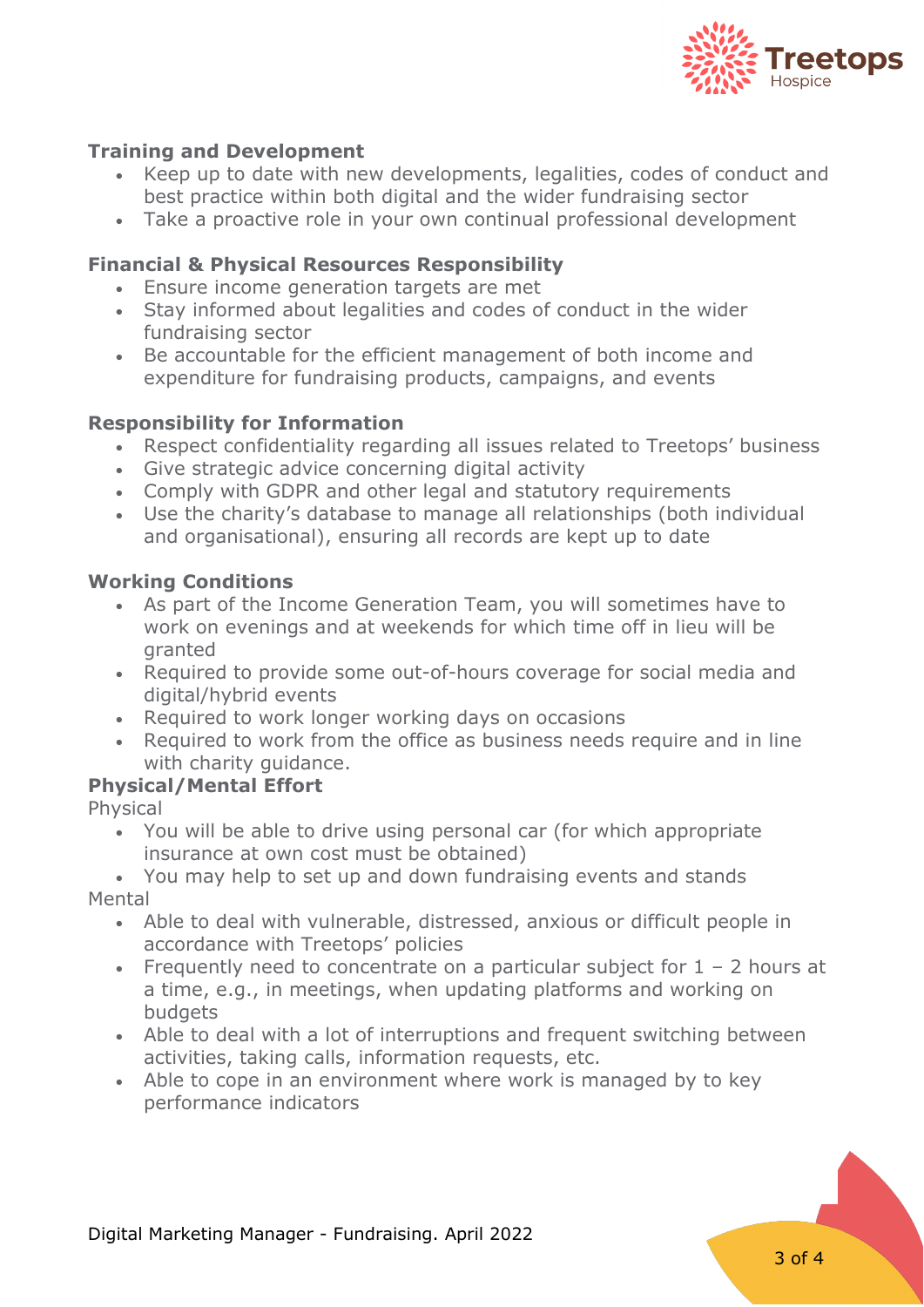### Training and Development

- Keep up to date with new developments, legalities, codes of conduct and best practice within both digital and the wider fundraising sector
- Take a proactive role in your own continual professional development

### Financial & Physical Resources Responsibility

- Ensure income generation targets are met
- Stay informed about legalities and codes of conduct in the wider fundraising sector
- Be accountable for the efficient management of both income and expenditure for fundraising products, campaigns, and events

### Responsibility for Information

- Respect confidentiality regarding all issues related to Treetops' business
- Give strategic advice concerning digital activity
- Comply with GDPR and other legal and statutory requirements
- Use the charity's database to manage all relationships (both individual and organisational), ensuring all records are kept up to date

### Working Conditions

- As part of the Income Generation Team, you will sometimes have to work on evenings and at weekends for which time off in lieu will be granted
- Required to provide some out-of-hours coverage for social media and digital/hybrid events
- Required to work longer working days on occasions
- Required to work from the office as business needs require and in line with charity guidance.

### Physical/Mental Effort

Physical

- You will be able to drive using personal car (for which appropriate insurance at own cost must be obtained)
- You may help to set up and down fundraising events and stands

Mental

- Able to deal with vulnerable, distressed, anxious or difficult people in accordance with Treetops' policies
- Frequently need to concentrate on a particular subject for 1 – 2 hours at a time, e.g., in meetings, when updating platforms and working on budgets
- Able to deal with a lot of interruptions and frequent switching between activities, taking calls, information requests, etc.
- Able to cope in an environment where work is managed by to key performance indicators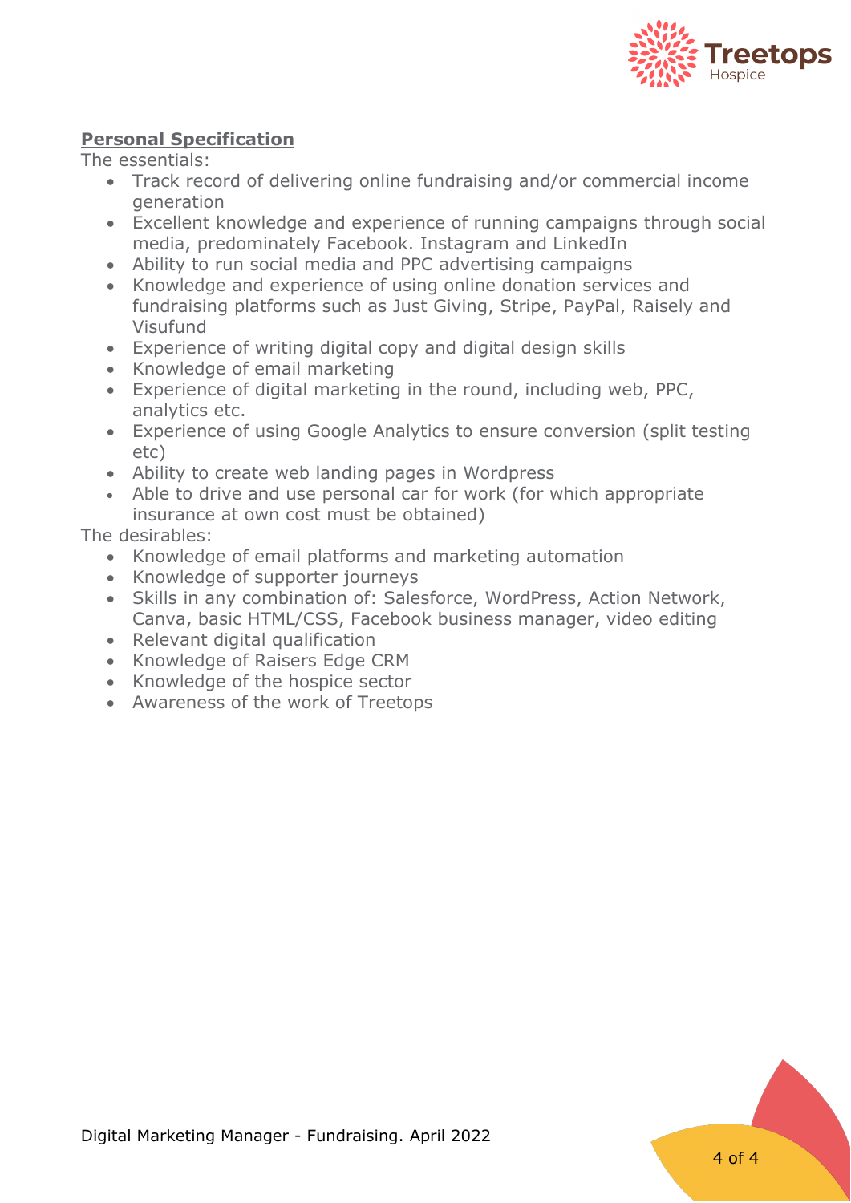**Personal Specification**

The essentials:

- Track record of delivering online fundraising and/or commercial income generation
- Excellent knowledge and experience of running campaigns through social media, predominately Facebook. Instagram and LinkedIn
- Ability to run social media and PPC advertising campaigns
- Knowledge and experience of using online donation services and fundraising platforms such as Just Giving, Stripe, PayPal, Raisely and Visufund
- Experience of writing digital copy and digital design skills
- Knowledge of email marketing
- Experience of digital marketing in the round, including web, PPC, analytics etc.
- Experience of using Google Analytics to ensure conversion (split testing etc)
- Ability to create web landing pages in Wordpress
- Able to drive and use personal car for work (for which appropriate insurance at own cost must be obtained)

The desirables:

- Knowledge of email platforms and marketing automation
- Knowledge of supporter journeys
- Skills in any combination of: Salesforce, WordPress, Action Network, Canva, basic HTML/CSS, Facebook business manager, video editing
- Relevant digital qualification
- Knowledge of Raisers Edge CRM
- Knowledge of the hospice sector
- Awareness of the work of Treetops